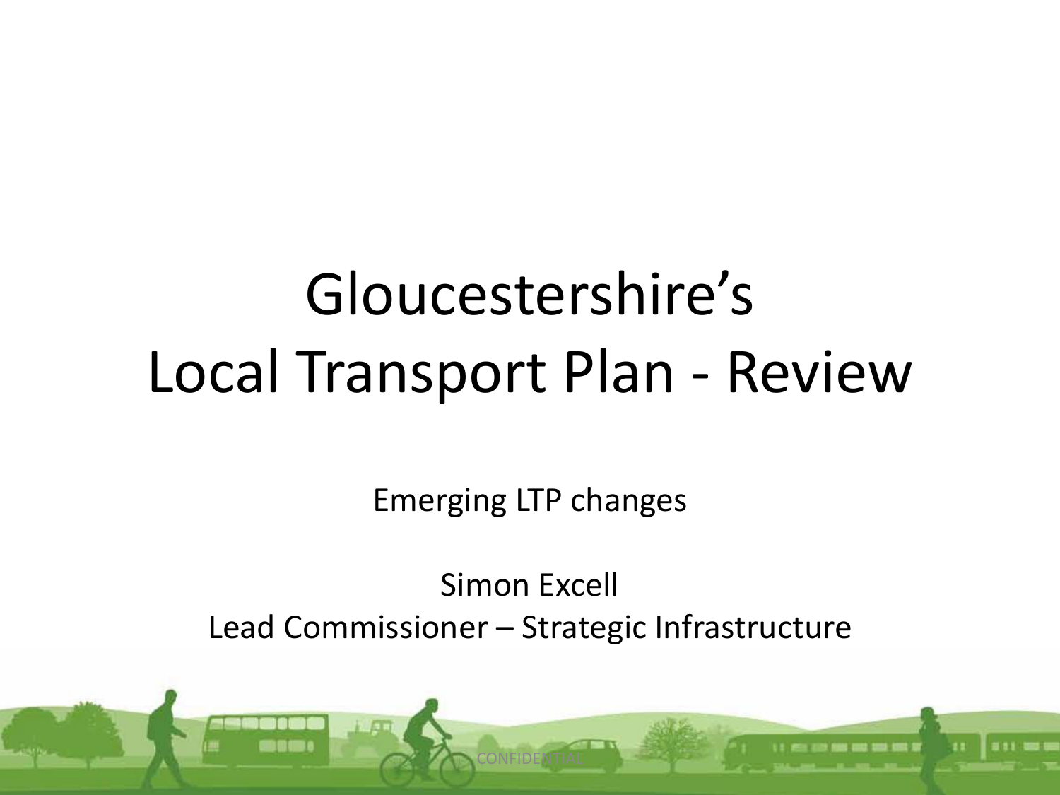# Gloucestershire's Local Transport Plan - Review

Emerging LTP changes

Simon Excell

Lead Commissioner – Strategic Infrastructure

CONFIDENTIAL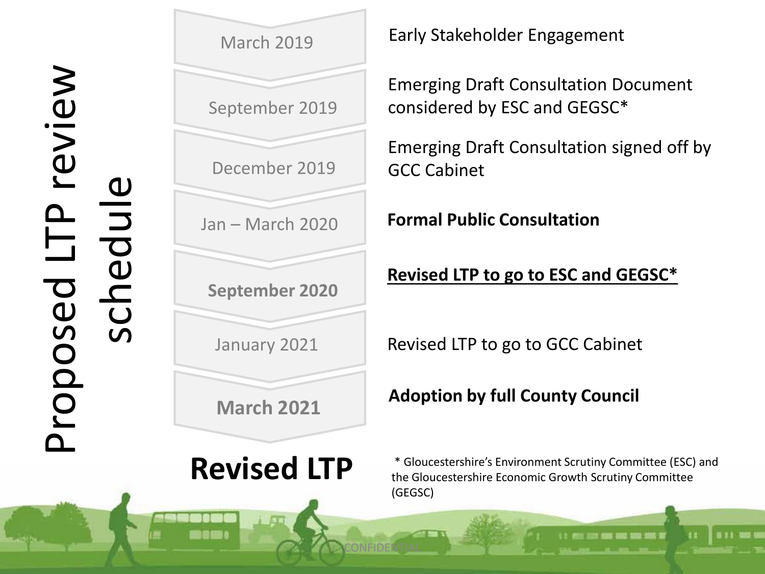# Proposed LTP review schedule

| Date | Milestone |
| --- | --- |
| March 2019 | Early Stakeholder Engagement |
| September 2019 | Emerging Draft Consultation Document considered by ESC and GEGSC* |
| December 2019 | Emerging Draft Consultation signed off by GCC Cabinet |
| Jan – March 2020 | **Formal Public Consultation** |
| **September 2020** | **Revised LTP to go to ESC and GEGSC*** |
| January 2021 | Revised LTP to go to GCC Cabinet |
| **March 2021** | **Adoption by full County Council** |

**Revised LTP**

* Gloucestershire's Environment Scrutiny Committee (ESC) and the Gloucestershire Economic Growth Scrutiny Committee (GEGSC)

CONFIDENTIAL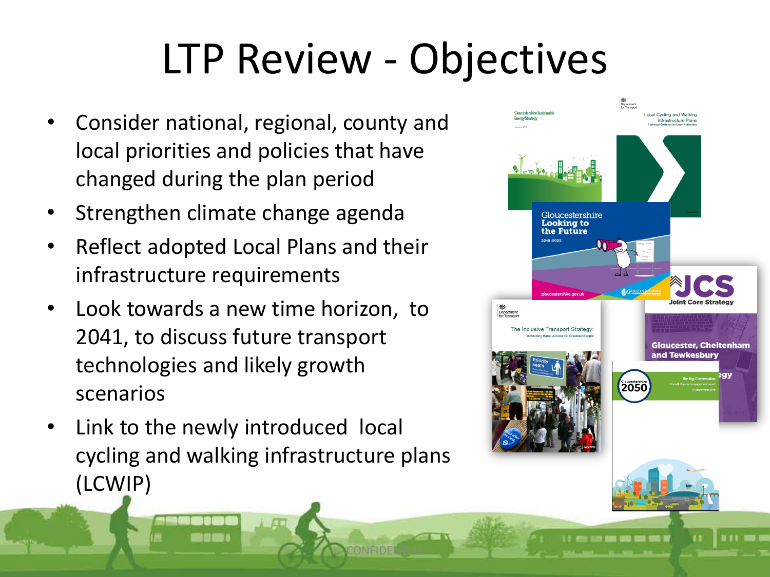# LTP Review - Objectives

- Consider national, regional, county and local priorities and policies that have changed during the plan period
- Strengthen climate change agenda
- Reflect adopted Local Plans and their infrastructure requirements
- Look towards a new time horizon, to 2041, to discuss future transport technologies and likely growth scenarios
- Link to the newly introduced local cycling and walking infrastructure plans (LCWIP)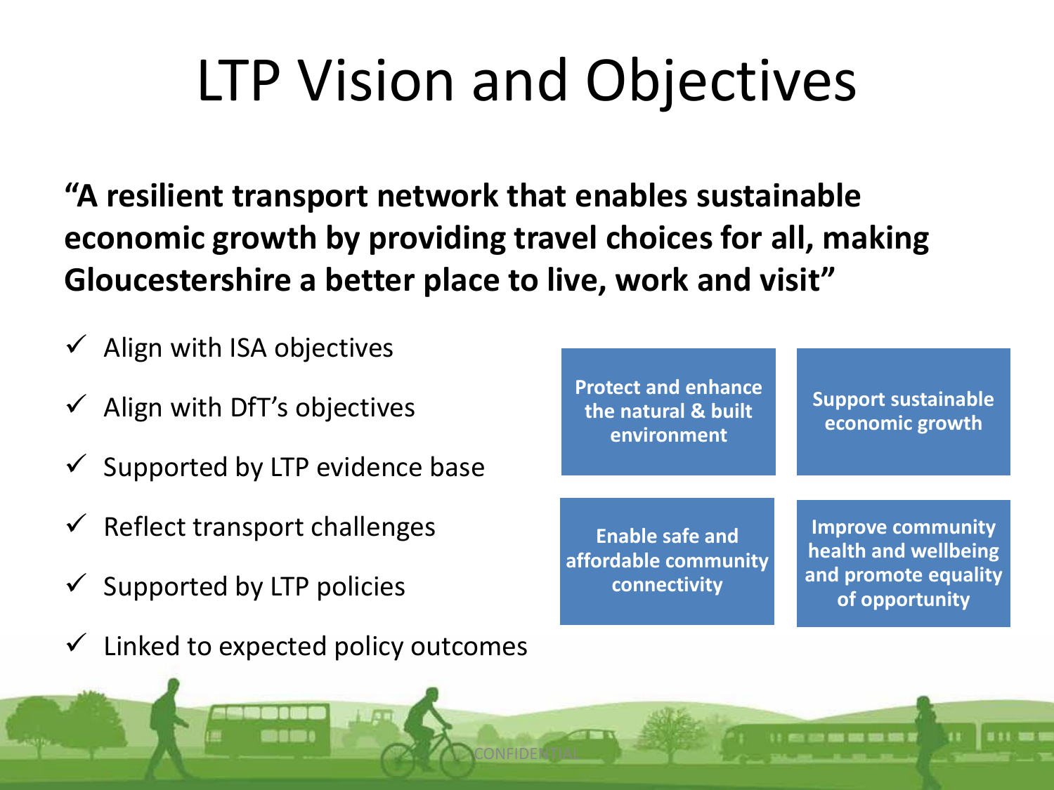# LTP Vision and Objectives

**"A resilient transport network that enables sustainable economic growth by providing travel choices for all, making Gloucestershire a better place to live, work and visit"**

- ✓ Align with ISA objectives
- ✓ Align with DfT's objectives
- ✓ Supported by LTP evidence base
- ✓ Reflect transport challenges
- ✓ Supported by LTP policies
- ✓ Linked to expected policy outcomes

| | |
|---|---|
| **Protect and enhance the natural & built environment** | **Support sustainable economic growth** |
| **Enable safe and affordable community connectivity** | **Improve community health and wellbeing and promote equality of opportunity** |

CONFIDENTIAL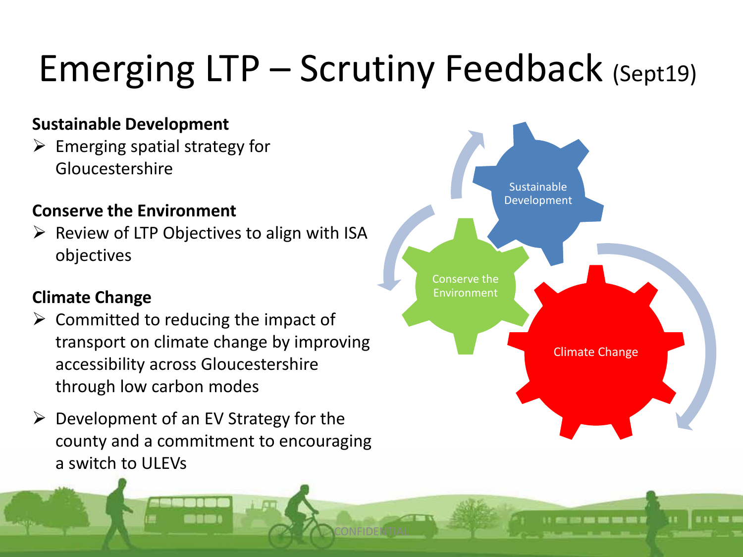# Emerging LTP – Scrutiny Feedback (Sept19)

**Sustainable Development**

- Emerging spatial strategy for Gloucestershire

**Conserve the Environment**

- Review of LTP Objectives to align with ISA objectives

**Climate Change**

- Committed to reducing the impact of transport on climate change by improving accessibility across Gloucestershire through low carbon modes
- Development of an EV Strategy for the county and a commitment to encouraging a switch to ULEVs

Sustainable Development

Conserve the Environment

Climate Change

CONFIDENTIAL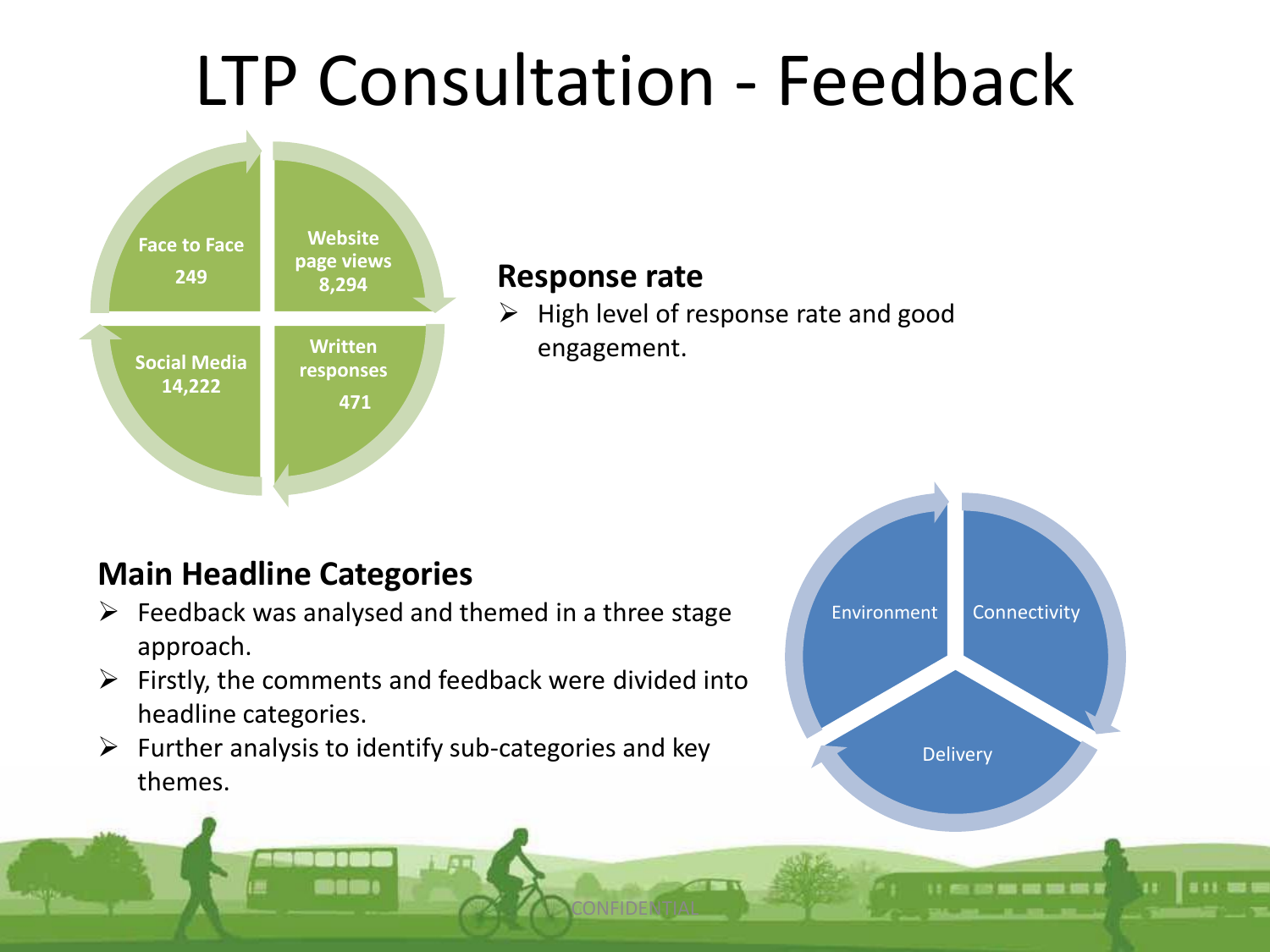# LTP Consultation - Feedback

Face to Face 249

Website page views 8,294

Social Media 14,222

Written responses 471

**Response rate**

- High level of response rate and good engagement.

**Main Headline Categories**

- Feedback was analysed and themed in a three stage approach.
- Firstly, the comments and feedback were divided into headline categories.
- Further analysis to identify sub-categories and key themes.

Environment

Connectivity

Delivery

CONFIDENTIAL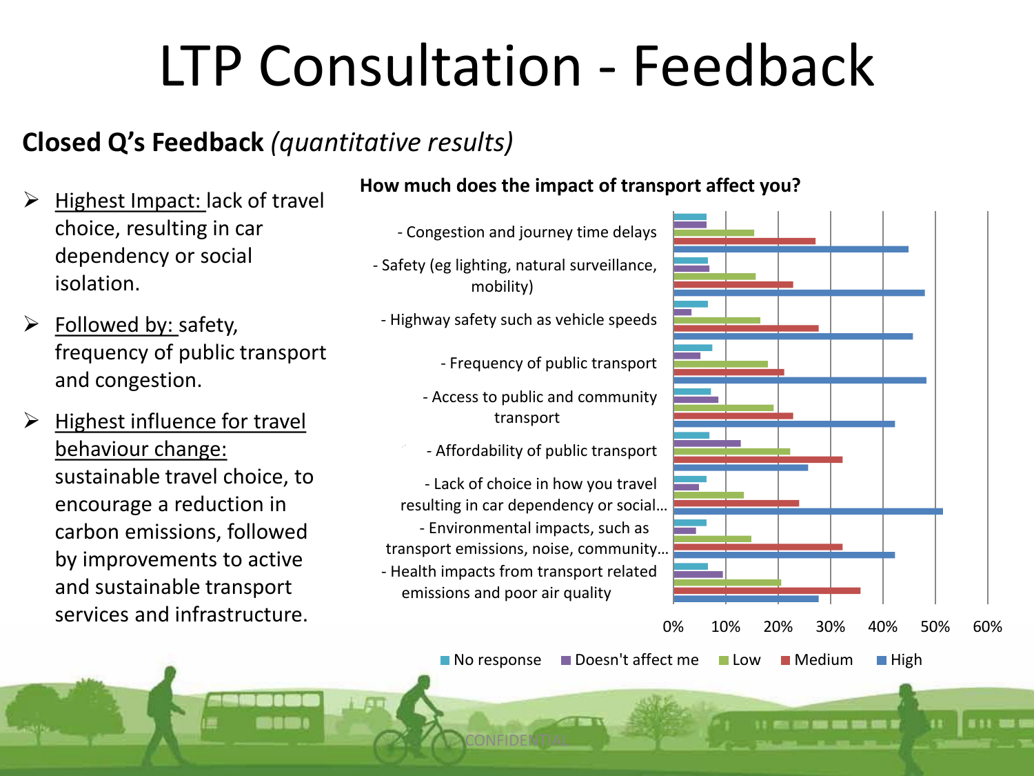# LTP Consultation - Feedback

**Closed Q's Feedback** *(quantitative results)*

- Highest Impact: lack of travel choice, resulting in car dependency or social isolation.
- Followed by: safety, frequency of public transport and congestion.
- Highest influence for travel behaviour change: sustainable travel choice, to encourage a reduction in carbon emissions, followed by improvements to active and sustainable transport services and infrastructure.

**How much does the impact of transport affect you?**

- Congestion and journey time delays
- Safety (eg lighting, natural surveillance, mobility)
- Highway safety such as vehicle speeds
- Frequency of public transport
- Access to public and community transport
- Affordability of public transport
- Lack of choice in how you travel resulting in car dependency or social…
- Environmental impacts, such as transport emissions, noise, community…
- Health impacts from transport related emissions and poor air quality

0% 10% 20% 30% 40% 50% 60%

No response | Doesn't affect me | Low | Medium | High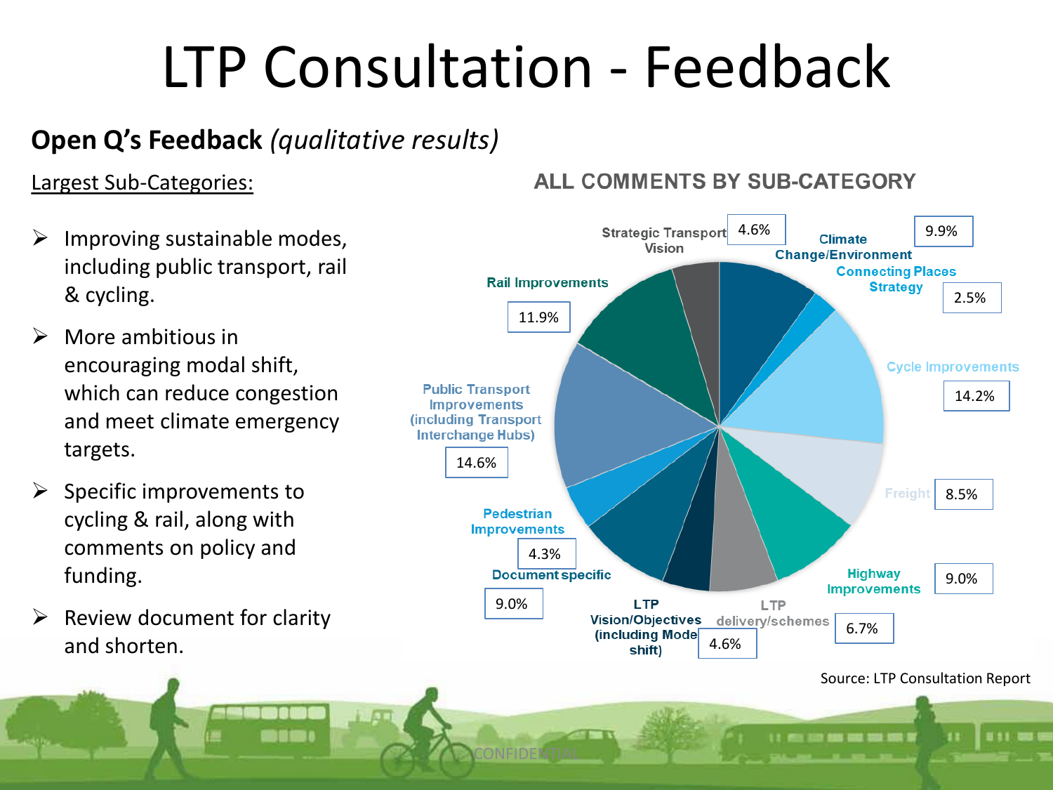# LTP Consultation - Feedback

**Open Q's Feedback** *(qualitative results)*

Largest Sub-Categories:

- Improving sustainable modes, including public transport, rail & cycling.
- More ambitious in encouraging modal shift, which can reduce congestion and meet climate emergency targets.
- Specific improvements to cycling & rail, along with comments on policy and funding.
- Review document for clarity and shorten.

**ALL COMMENTS BY SUB-CATEGORY**

| Sub-category | % |
|---|---|
| Strategic Transport Vision | 4.6% |
| Climate Change/Environment | 9.9% |
| Connecting Places Strategy | 2.5% |
| Cycle Improvements | 14.2% |
| Freight | 8.5% |
| Highway Improvements | 9.0% |
| LTP delivery/schemes | 6.7% |
| LTP Vision/Objectives (including Mode shift) | 4.6% |
| Document specific | 9.0% |
| Pedestrian Improvements | 4.3% |
| Public Transport Improvements (including Transport Interchange Hubs) | 14.6% |
| Rail Improvements | 11.9% |

Source: LTP Consultation Report

CONFIDENTIAL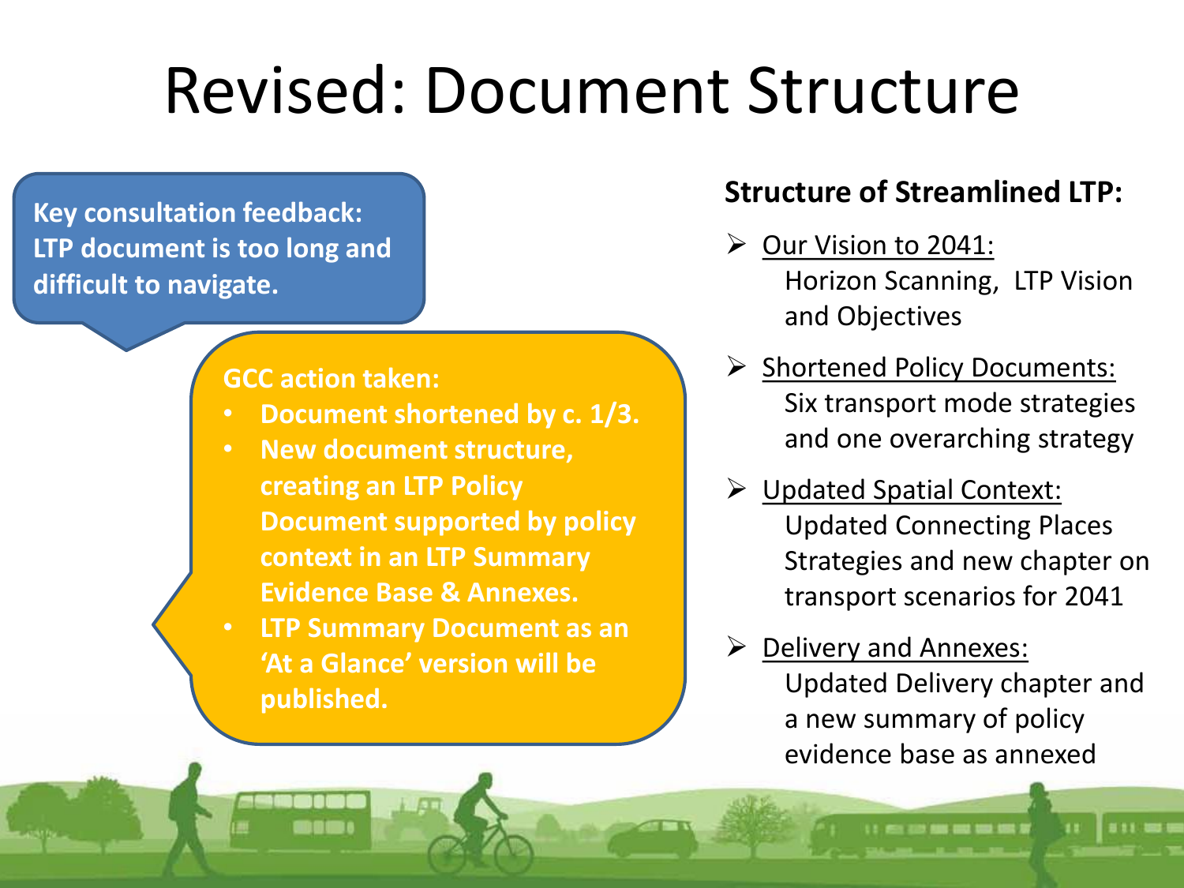# Revised: Document Structure

**Key consultation feedback: LTP document is too long and difficult to navigate.**

**GCC action taken:**

- **Document shortened by c. 1/3.**
- **New document structure, creating an LTP Policy Document supported by policy context in an LTP Summary Evidence Base & Annexes.**
- **LTP Summary Document as an 'At a Glance' version will be published.**

**Structure of Streamlined LTP:**

- Our Vision to 2041:
  Horizon Scanning, LTP Vision and Objectives
- Shortened Policy Documents:
  Six transport mode strategies and one overarching strategy
- Updated Spatial Context:
  Updated Connecting Places Strategies and new chapter on transport scenarios for 2041
- Delivery and Annexes:
  Updated Delivery chapter and a new summary of policy evidence base as annexed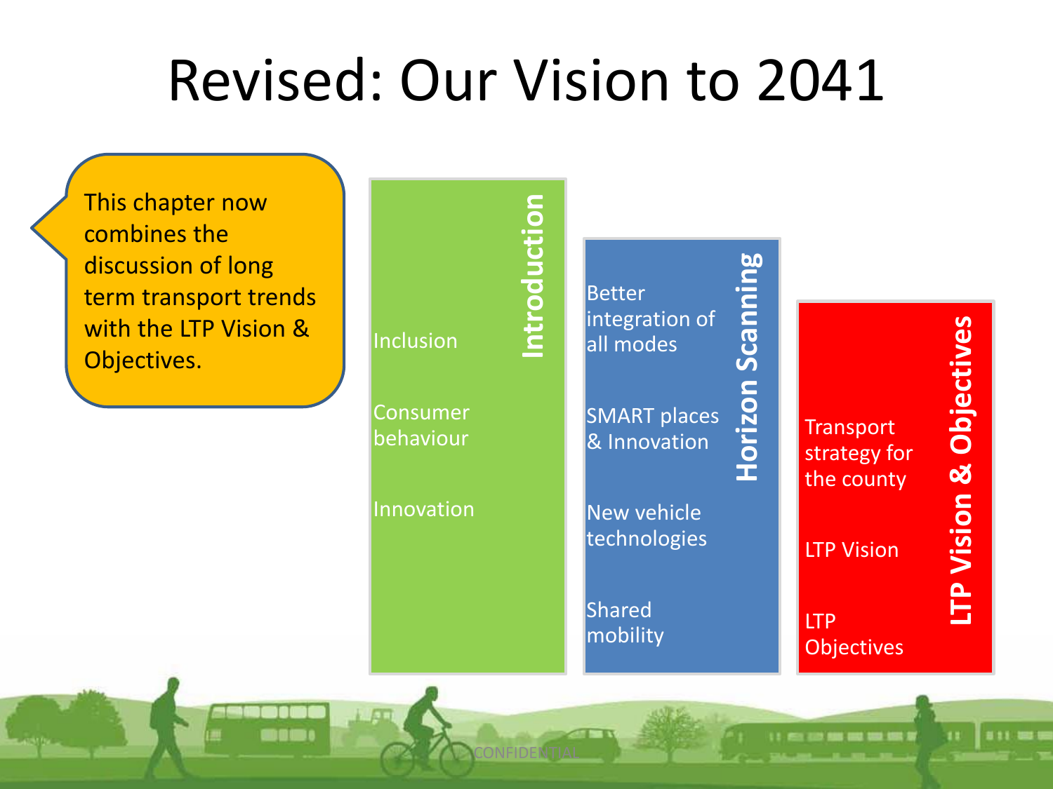# Revised: Our Vision to 2041

This chapter now combines the discussion of long term transport trends with the LTP Vision & Objectives.

## Introduction

- Inclusion
- Consumer behaviour
- Innovation

## Horizon Scanning

- Better integration of all modes
- SMART places & Innovation
- New vehicle technologies
- Shared mobility

## LTP Vision & Objectives

- Transport strategy for the county
- LTP Vision
- LTP Objectives

CONFIDENTIAL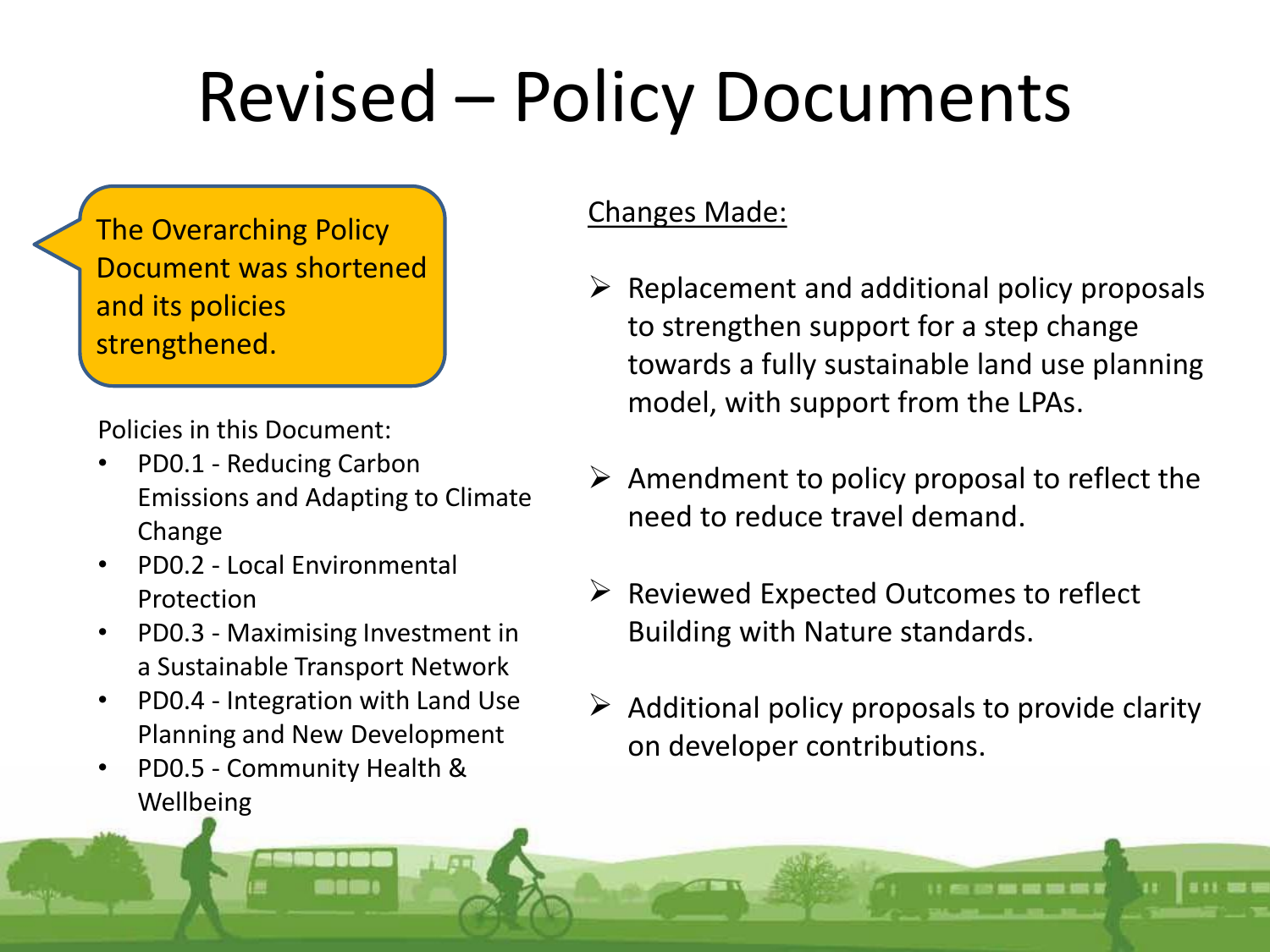# Revised – Policy Documents

The Overarching Policy Document was shortened and its policies strengthened.

Policies in this Document:

- PD0.1 - Reducing Carbon Emissions and Adapting to Climate Change
- PD0.2 - Local Environmental Protection
- PD0.3 - Maximising Investment in a Sustainable Transport Network
- PD0.4 - Integration with Land Use Planning and New Development
- PD0.5 - Community Health & Wellbeing

Changes Made:

- Replacement and additional policy proposals to strengthen support for a step change towards a fully sustainable land use planning model, with support from the LPAs.
- Amendment to policy proposal to reflect the need to reduce travel demand.
- Reviewed Expected Outcomes to reflect Building with Nature standards.
- Additional policy proposals to provide clarity on developer contributions.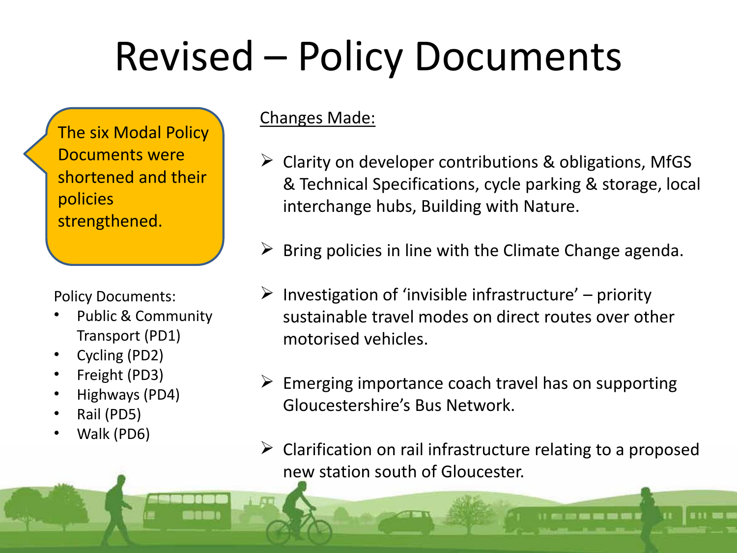# Revised – Policy Documents

The six Modal Policy Documents were shortened and their policies strengthened.

Policy Documents:

- Public & Community Transport (PD1)
- Cycling (PD2)
- Freight (PD3)
- Highways (PD4)
- Rail (PD5)
- Walk (PD6)

Changes Made:

- Clarity on developer contributions & obligations, MfGS & Technical Specifications, cycle parking & storage, local interchange hubs, Building with Nature.
- Bring policies in line with the Climate Change agenda.
- Investigation of 'invisible infrastructure' – priority sustainable travel modes on direct routes over other motorised vehicles.
- Emerging importance coach travel has on supporting Gloucestershire's Bus Network.
- Clarification on rail infrastructure relating to a proposed new station south of Gloucester.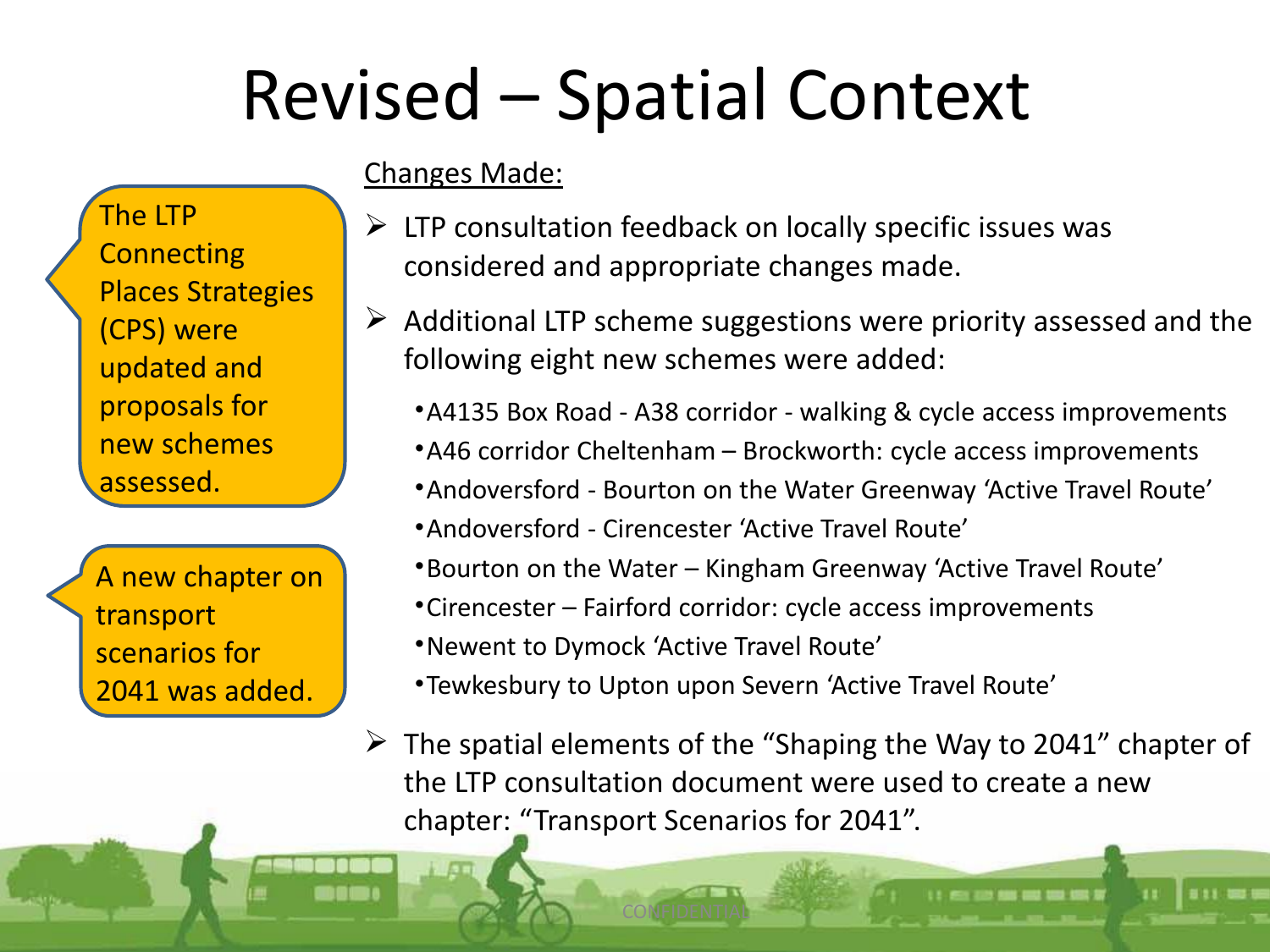# Revised – Spatial Context

The LTP Connecting Places Strategies (CPS) were updated and proposals for new schemes assessed.

A new chapter on transport scenarios for 2041 was added.

<u>Changes Made:</u>

- LTP consultation feedback on locally specific issues was considered and appropriate changes made.
- Additional LTP scheme suggestions were priority assessed and the following eight new schemes were added:
  - A4135 Box Road - A38 corridor - walking & cycle access improvements
  - A46 corridor Cheltenham – Brockworth: cycle access improvements
  - Andoversford - Bourton on the Water Greenway 'Active Travel Route'
  - Andoversford - Cirencester 'Active Travel Route'
  - Bourton on the Water – Kingham Greenway 'Active Travel Route'
  - Cirencester – Fairford corridor: cycle access improvements
  - Newent to Dymock 'Active Travel Route'
  - Tewkesbury to Upton upon Severn 'Active Travel Route'
- The spatial elements of the "Shaping the Way to 2041" chapter of the LTP consultation document were used to create a new chapter: "Transport Scenarios for 2041".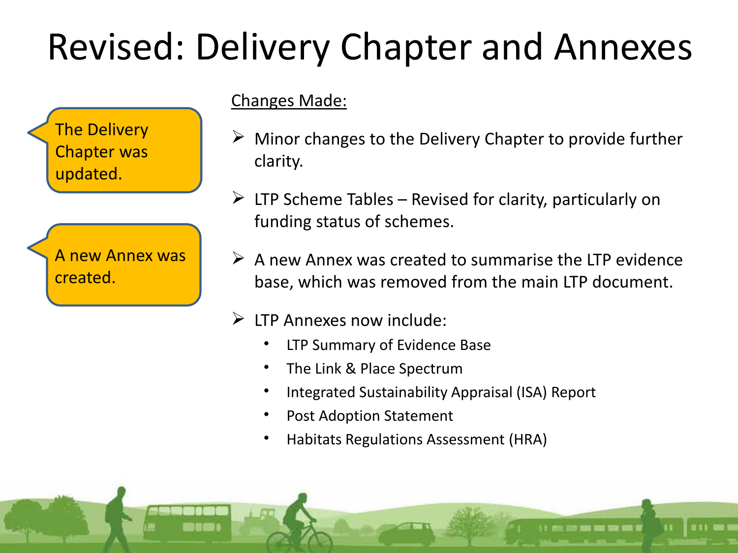# Revised: Delivery Chapter and Annexes

The Delivery Chapter was updated.

A new Annex was created.

Changes Made:

- Minor changes to the Delivery Chapter to provide further clarity.
- LTP Scheme Tables – Revised for clarity, particularly on funding status of schemes.
- A new Annex was created to summarise the LTP evidence base, which was removed from the main LTP document.
- LTP Annexes now include:
  - LTP Summary of Evidence Base
  - The Link & Place Spectrum
  - Integrated Sustainability Appraisal (ISA) Report
  - Post Adoption Statement
  - Habitats Regulations Assessment (HRA)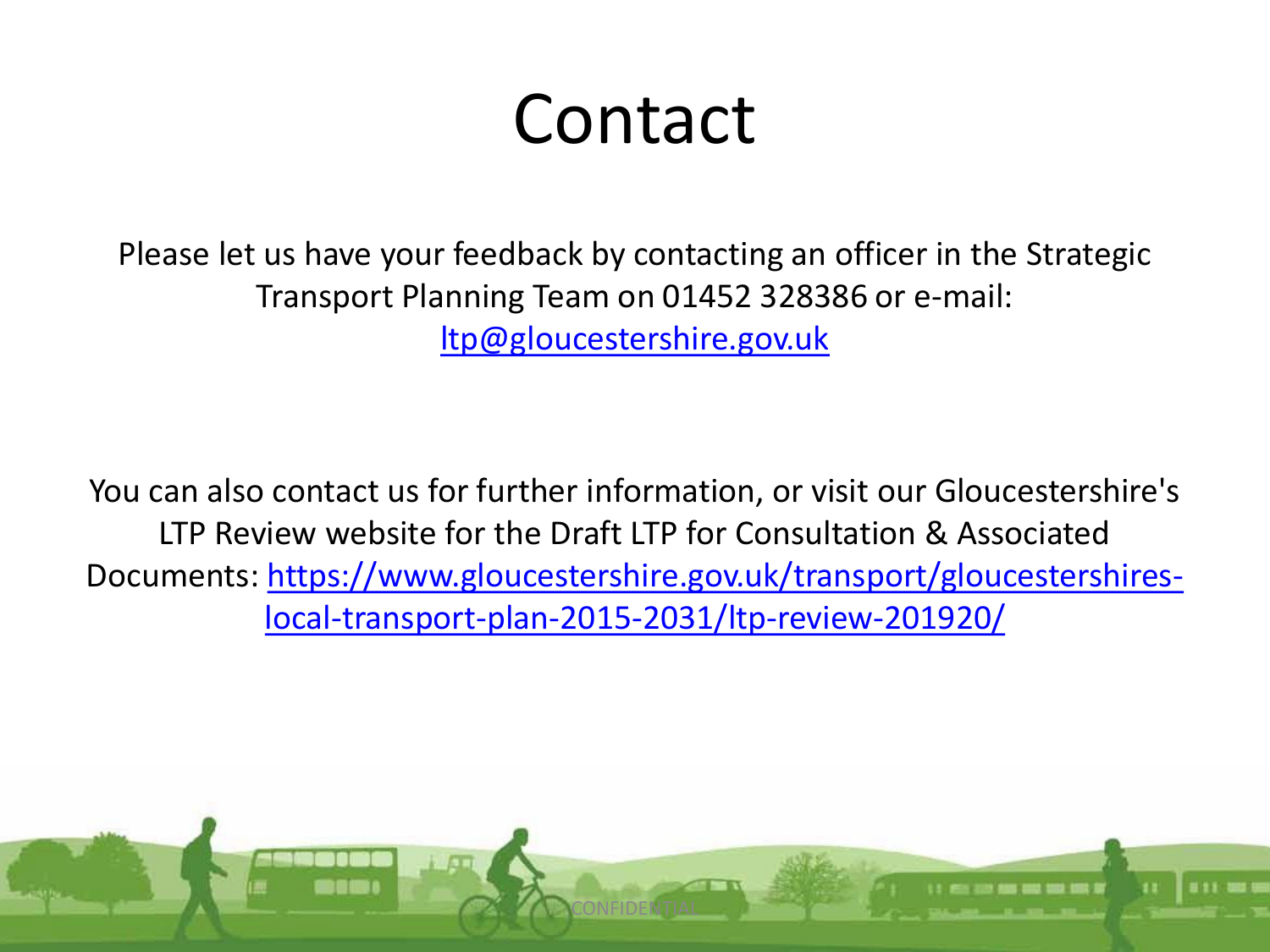# Contact

Please let us have your feedback by contacting an officer in the Strategic Transport Planning Team on 01452 328386 or e-mail: [ltp@gloucestershire.gov.uk](mailto:ltp@gloucestershire.gov.uk)

You can also contact us for further information, or visit our Gloucestershire's LTP Review website for the Draft LTP for Consultation & Associated Documents: [https://www.gloucestershire.gov.uk/transport/gloucestershires-local-transport-plan-2015-2031/ltp-review-201920/](https://www.gloucestershire.gov.uk/transport/gloucestershires-local-transport-plan-2015-2031/ltp-review-201920/)

CONFIDENTIAL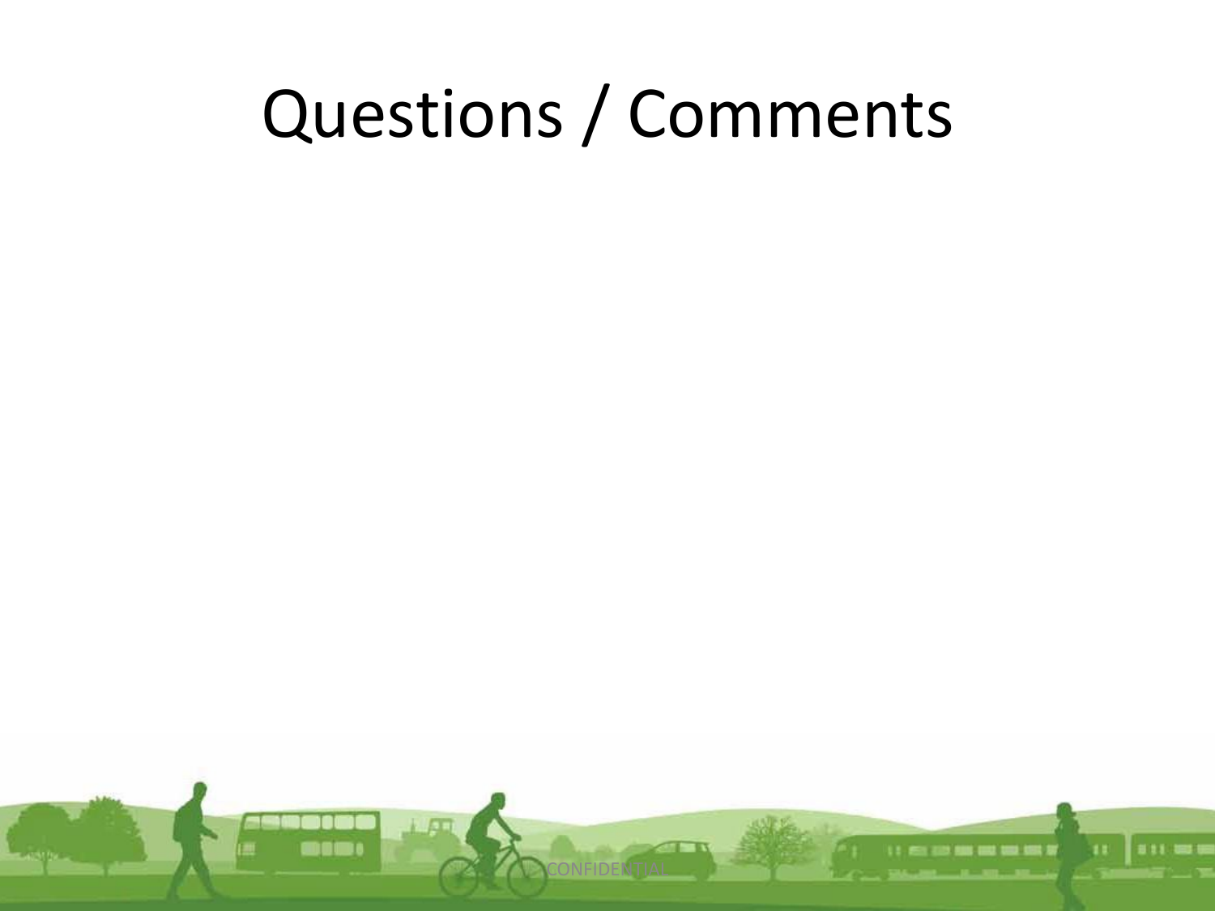# Questions / Comments

CONFIDENTIAL